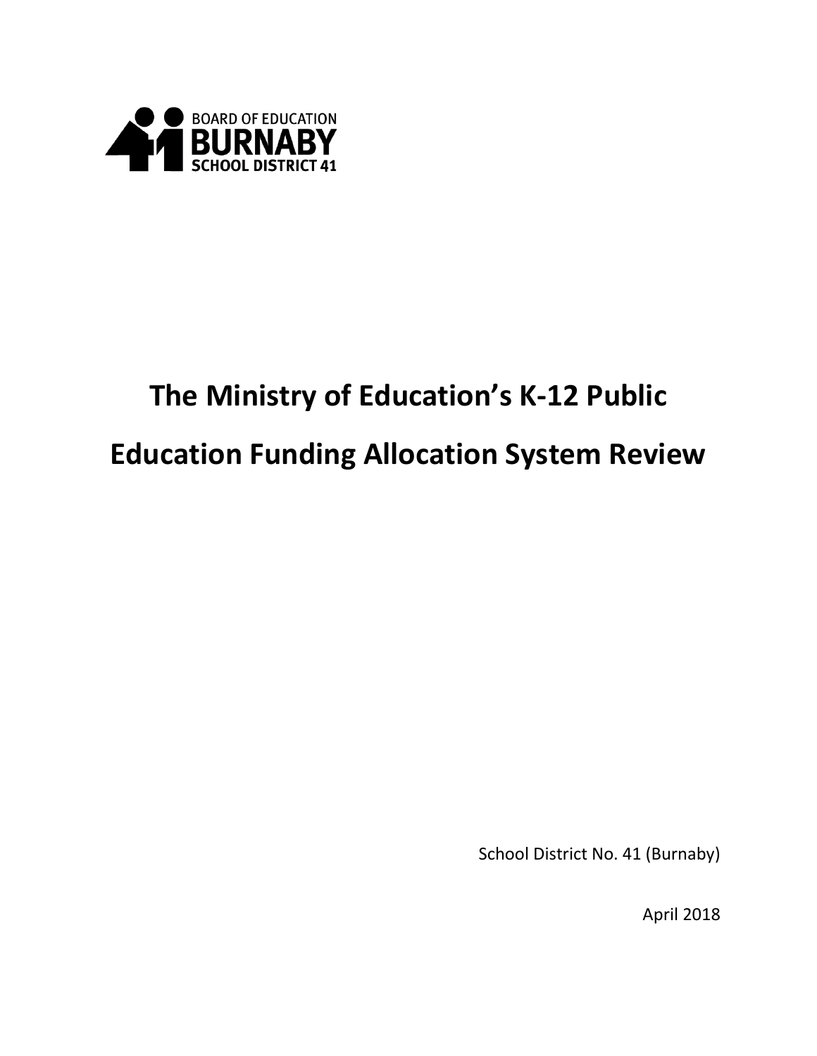BOARD OF EDUCATION
BURNABY
SCHOOL DISTRICT 41

# The Ministry of Education's K-12 Public Education Funding Allocation System Review

School District No. 41 (Burnaby)

April 2018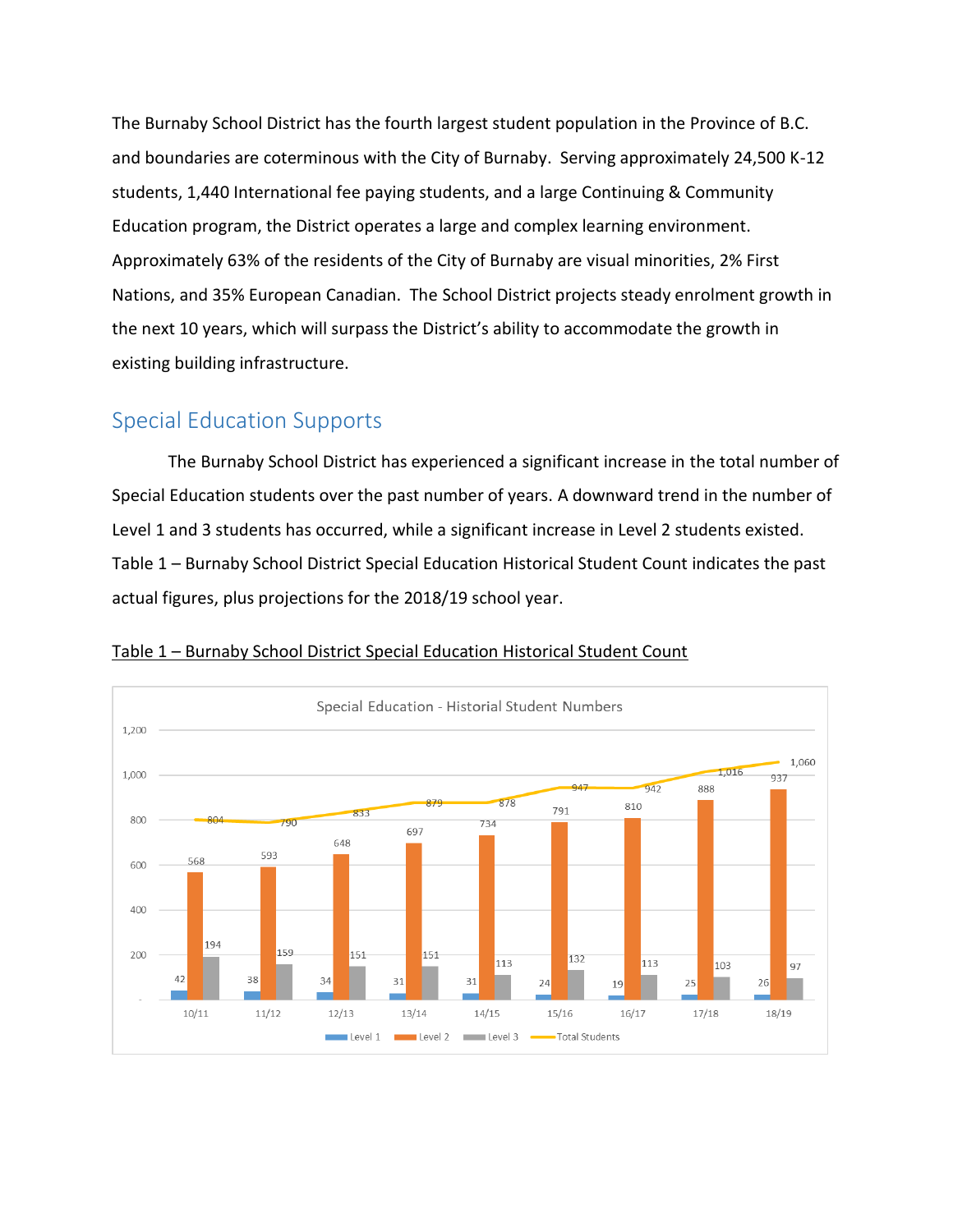The Burnaby School District has the fourth largest student population in the Province of B.C. and boundaries are coterminous with the City of Burnaby. Serving approximately 24,500 K-12 students, 1,440 International fee paying students, and a large Continuing & Community Education program, the District operates a large and complex learning environment. Approximately 63% of the residents of the City of Burnaby are visual minorities, 2% First Nations, and 35% European Canadian. The School District projects steady enrolment growth in the next 10 years, which will surpass the District's ability to accommodate the growth in existing building infrastructure.

## Special Education Supports

The Burnaby School District has experienced a significant increase in the total number of Special Education students over the past number of years. A downward trend in the number of Level 1 and 3 students has occurred, while a significant increase in Level 2 students existed. Table 1 – Burnaby School District Special Education Historical Student Count indicates the past actual figures, plus projections for the 2018/19 school year.

Table 1 – Burnaby School District Special Education Historical Student Count

Special Education - Historial Student Numbers

1,200
1,000
800
600
400
200

10/11: 42, 568, 194, 804
11/12: 38, 593, 159, 790
12/13: 34, 648, 151, 833
13/14: 31, 697, 151, 879
14/15: 31, 734, 113, 878
15/16: 24, 791, 132, 947
16/17: 19, 810, 113, 942
17/18: 25, 888, 103, 1,016
18/19: 26, 937, 97, 1,060

Level 1 Level 2 Level 3 Total Students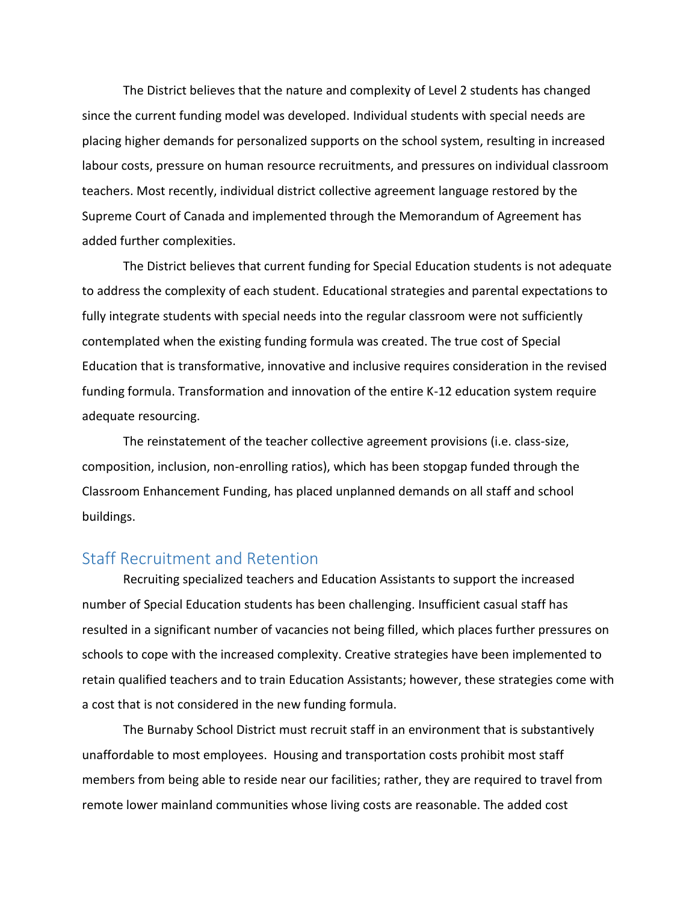The District believes that the nature and complexity of Level 2 students has changed since the current funding model was developed. Individual students with special needs are placing higher demands for personalized supports on the school system, resulting in increased labour costs, pressure on human resource recruitments, and pressures on individual classroom teachers. Most recently, individual district collective agreement language restored by the Supreme Court of Canada and implemented through the Memorandum of Agreement has added further complexities.

The District believes that current funding for Special Education students is not adequate to address the complexity of each student. Educational strategies and parental expectations to fully integrate students with special needs into the regular classroom were not sufficiently contemplated when the existing funding formula was created. The true cost of Special Education that is transformative, innovative and inclusive requires consideration in the revised funding formula. Transformation and innovation of the entire K-12 education system require adequate resourcing.

The reinstatement of the teacher collective agreement provisions (i.e. class-size, composition, inclusion, non-enrolling ratios), which has been stopgap funded through the Classroom Enhancement Funding, has placed unplanned demands on all staff and school buildings.

## Staff Recruitment and Retention

Recruiting specialized teachers and Education Assistants to support the increased number of Special Education students has been challenging. Insufficient casual staff has resulted in a significant number of vacancies not being filled, which places further pressures on schools to cope with the increased complexity. Creative strategies have been implemented to retain qualified teachers and to train Education Assistants; however, these strategies come with a cost that is not considered in the new funding formula.

The Burnaby School District must recruit staff in an environment that is substantively unaffordable to most employees. Housing and transportation costs prohibit most staff members from being able to reside near our facilities; rather, they are required to travel from remote lower mainland communities whose living costs are reasonable. The added cost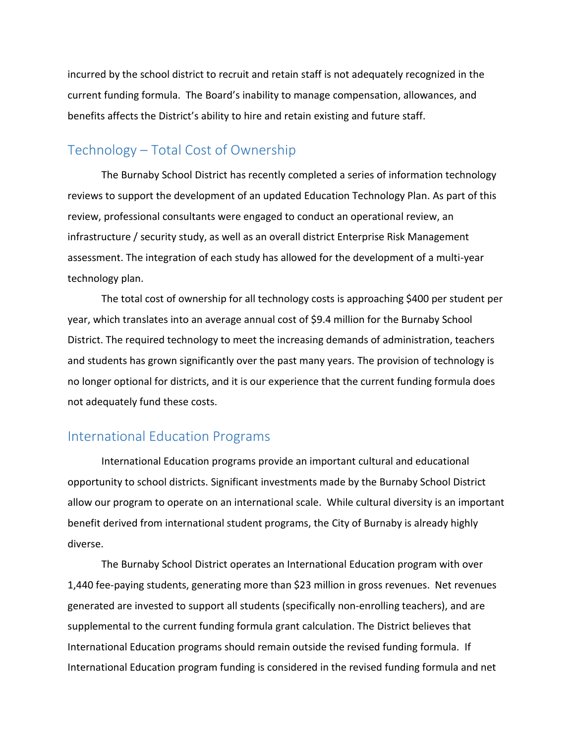incurred by the school district to recruit and retain staff is not adequately recognized in the current funding formula. The Board's inability to manage compensation, allowances, and benefits affects the District's ability to hire and retain existing and future staff.

## Technology – Total Cost of Ownership

The Burnaby School District has recently completed a series of information technology reviews to support the development of an updated Education Technology Plan. As part of this review, professional consultants were engaged to conduct an operational review, an infrastructure / security study, as well as an overall district Enterprise Risk Management assessment. The integration of each study has allowed for the development of a multi-year technology plan.

The total cost of ownership for all technology costs is approaching $400 per student per year, which translates into an average annual cost of $9.4 million for the Burnaby School District. The required technology to meet the increasing demands of administration, teachers and students has grown significantly over the past many years. The provision of technology is no longer optional for districts, and it is our experience that the current funding formula does not adequately fund these costs.

## International Education Programs

International Education programs provide an important cultural and educational opportunity to school districts. Significant investments made by the Burnaby School District allow our program to operate on an international scale. While cultural diversity is an important benefit derived from international student programs, the City of Burnaby is already highly diverse.

The Burnaby School District operates an International Education program with over 1,440 fee-paying students, generating more than $23 million in gross revenues. Net revenues generated are invested to support all students (specifically non-enrolling teachers), and are supplemental to the current funding formula grant calculation. The District believes that International Education programs should remain outside the revised funding formula. If International Education program funding is considered in the revised funding formula and net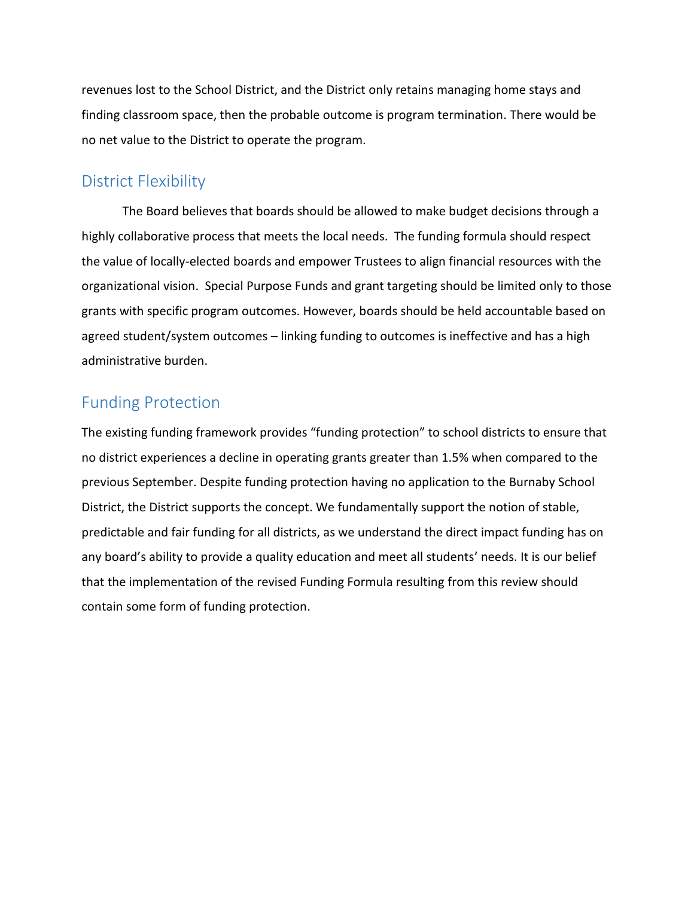revenues lost to the School District, and the District only retains managing home stays and finding classroom space, then the probable outcome is program termination. There would be no net value to the District to operate the program.

## District Flexibility

The Board believes that boards should be allowed to make budget decisions through a highly collaborative process that meets the local needs. The funding formula should respect the value of locally-elected boards and empower Trustees to align financial resources with the organizational vision. Special Purpose Funds and grant targeting should be limited only to those grants with specific program outcomes. However, boards should be held accountable based on agreed student/system outcomes – linking funding to outcomes is ineffective and has a high administrative burden.

## Funding Protection

The existing funding framework provides "funding protection" to school districts to ensure that no district experiences a decline in operating grants greater than 1.5% when compared to the previous September. Despite funding protection having no application to the Burnaby School District, the District supports the concept. We fundamentally support the notion of stable, predictable and fair funding for all districts, as we understand the direct impact funding has on any board's ability to provide a quality education and meet all students' needs. It is our belief that the implementation of the revised Funding Formula resulting from this review should contain some form of funding protection.